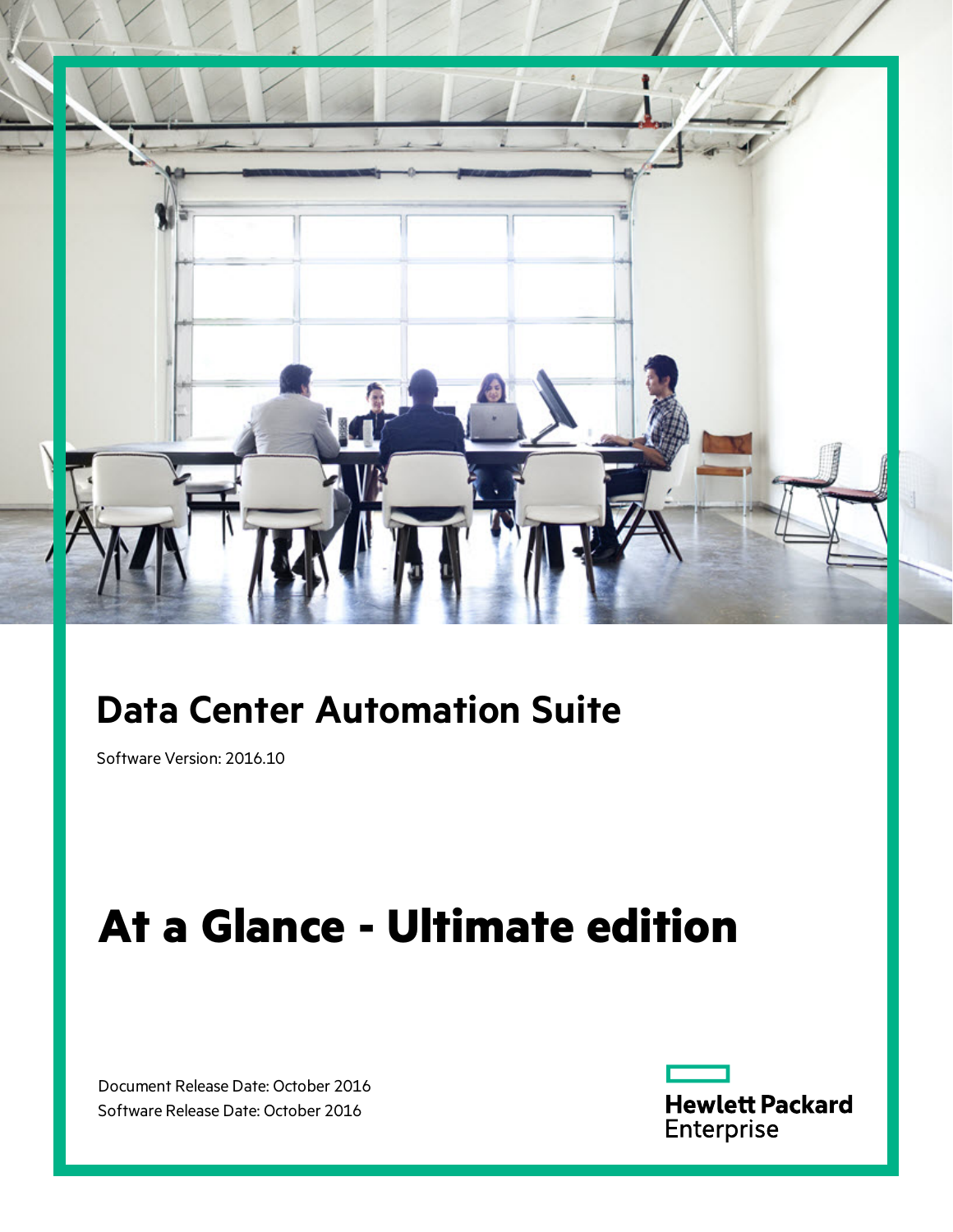# Data Center Automation Suite

Software Version: 2016.10

# At a Glance - Ultimate edition

Document Release Date: October 2016

Software Release Date: October 2016

Hewlett Packard Enterprise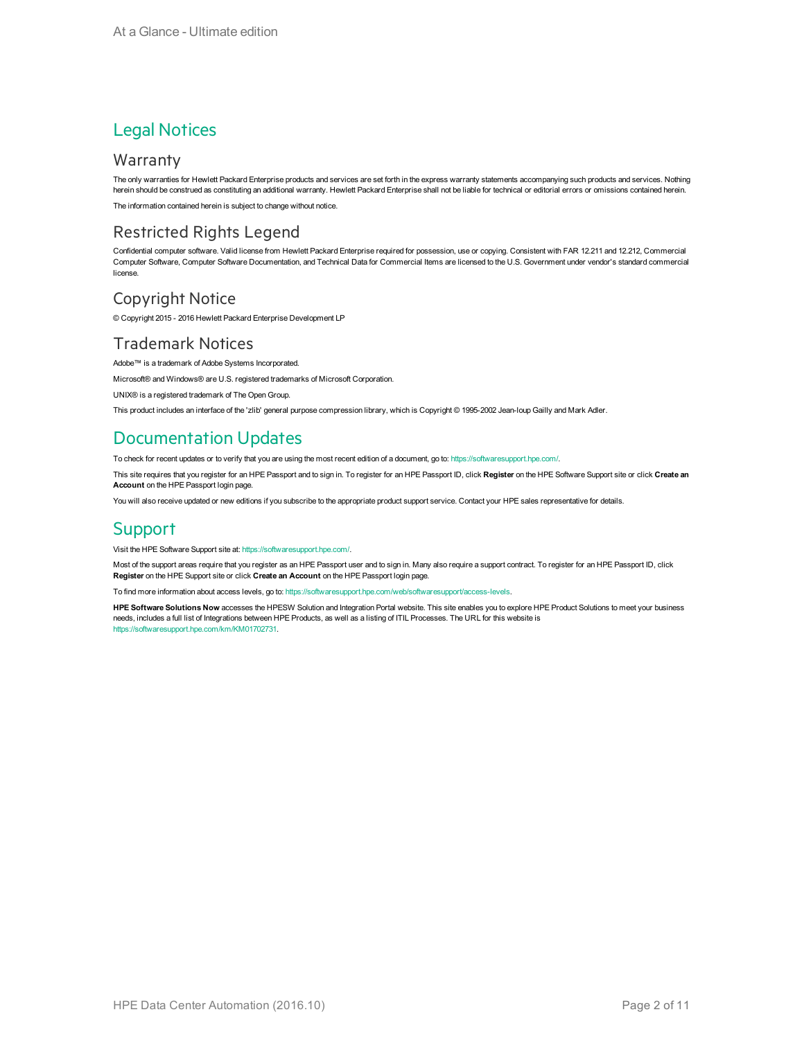# Legal Notices

## Warranty

The only warranties for Hewlett Packard Enterprise products and services are set forth in the express warranty statements accompanying such products and services. Nothing herein should be construed as constituting an additional warranty. Hewlett Packard Enterprise shall not be liable for technical or editorial errors or omissions contained herein.

The information contained herein is subject to change without notice.

## Restricted Rights Legend

Confidential computer software. Valid license from Hewlett Packard Enterprise required for possession, use or copying. Consistent with FAR 12.211 and 12.212, Commercial Computer Software, Computer Software Documentation, and Technical Data for Commercial Items are licensed to the U.S. Government under vendor's standard commercial license.

## Copyright Notice

© Copyright 2015 - 2016 Hewlett Packard Enterprise Development LP

## Trademark Notices

Adobe™ is a trademark of Adobe Systems Incorporated.

Microsoft® and Windows® are U.S. registered trademarks of Microsoft Corporation.

UNIX® is a registered trademark of The Open Group.

This product includes an interface of the 'zlib' general purpose compression library, which is Copyright © 1995-2002 Jean-loup Gailly and Mark Adler.

# Documentation Updates

To check for recent updates or to verify that you are using the most recent edition of a document, go to: https://softwaresupport.hpe.com/.

This site requires that you register for an HPE Passport and to sign in. To register for an HPE Passport ID, click **Register** on the HPE Software Support site or click **Create an Account** on the HPE Passport login page.

You will also receive updated or new editions if you subscribe to the appropriate product support service. Contact your HPE sales representative for details.

# Support

Visit the HPE Software Support site at: https://softwaresupport.hpe.com/.

Most of the support areas require that you register as an HPE Passport user and to sign in. Many also require a support contract. To register for an HPE Passport ID, click **Register** on the HPE Support site or click **Create an Account** on the HPE Passport login page.

To find more information about access levels, go to: https://softwaresupport.hpe.com/web/softwaresupport/access-levels.

**HPE Software Solutions Now** accesses the HPESW Solution and Integration Portal website. This site enables you to explore HPE Product Solutions to meet your business needs, includes a full list of Integrations between HPE Products, as well as a listing of ITIL Processes. The URL for this website is https://softwaresupport.hpe.com/km/KM01702731.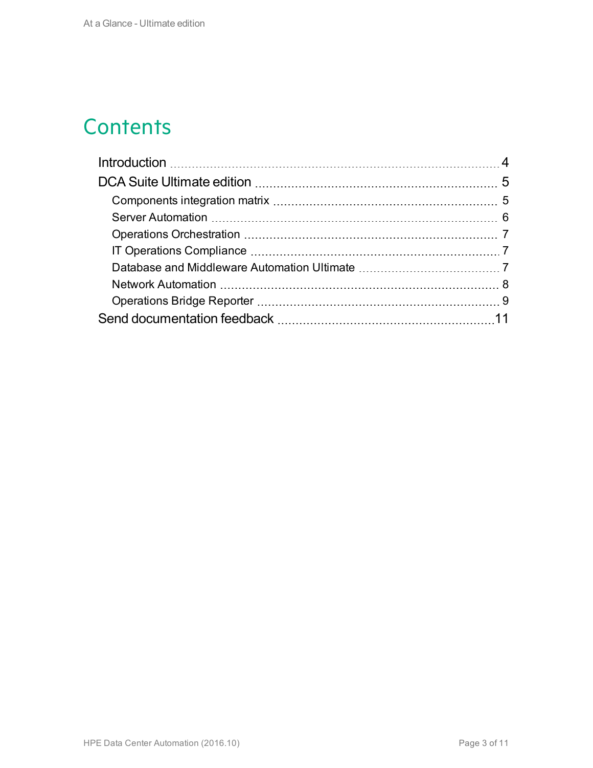# Contents

- Introduction 4
- DCA Suite Ultimate edition 5
  - Components integration matrix 5
  - Server Automation 6
  - Operations Orchestration 7
  - IT Operations Compliance 7
  - Database and Middleware Automation Ultimate 7
  - Network Automation 8
  - Operations Bridge Reporter 9
- Send documentation feedback 11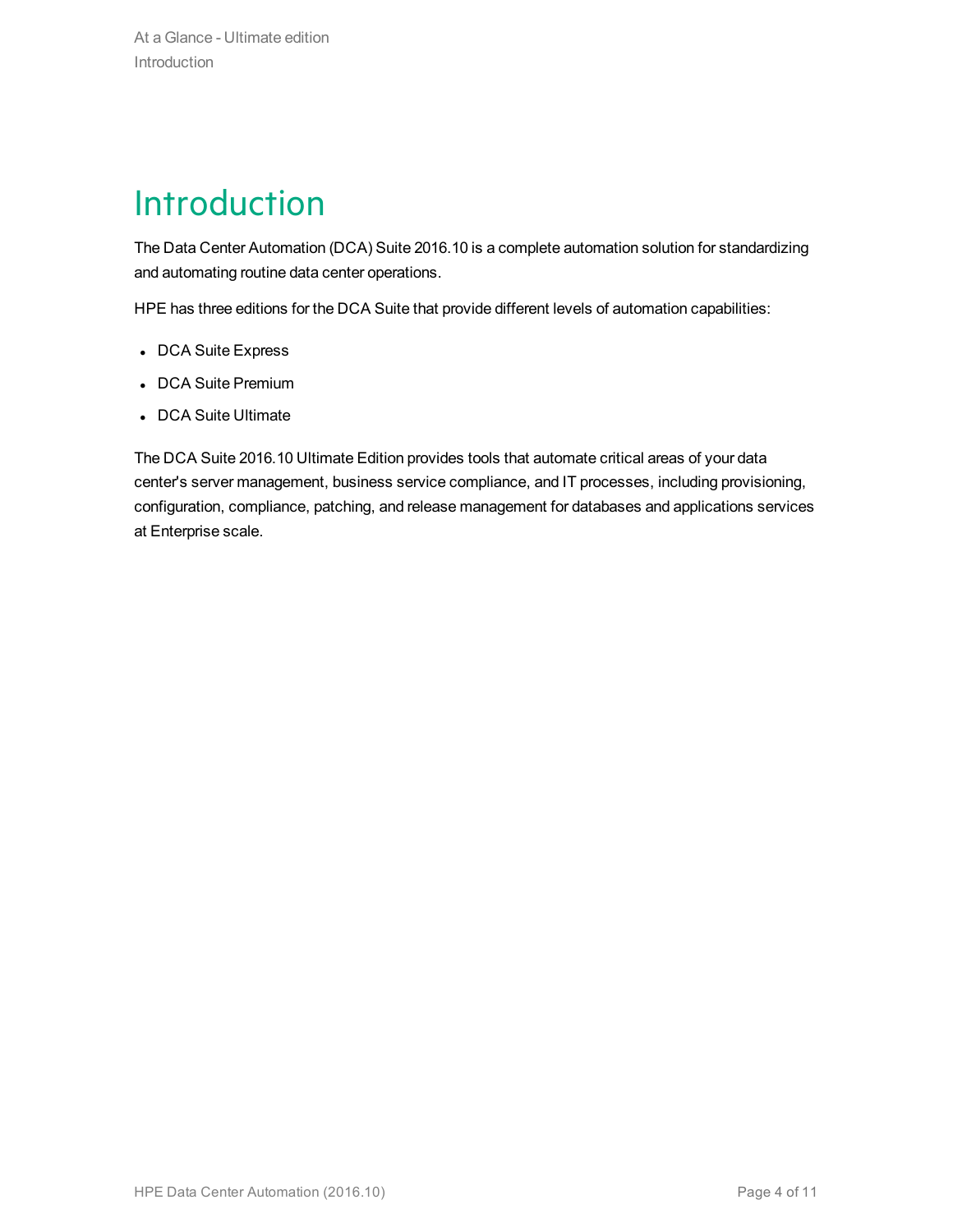# Introduction

The Data Center Automation (DCA) Suite 2016.10 is a complete automation solution for standardizing and automating routine data center operations.

HPE has three editions for the DCA Suite that provide different levels of automation capabilities:

- DCA Suite Express
- DCA Suite Premium
- DCA Suite Ultimate

The DCA Suite 2016.10 Ultimate Edition provides tools that automate critical areas of your data center's server management, business service compliance, and IT processes, including provisioning, configuration, compliance, patching, and release management for databases and applications services at Enterprise scale.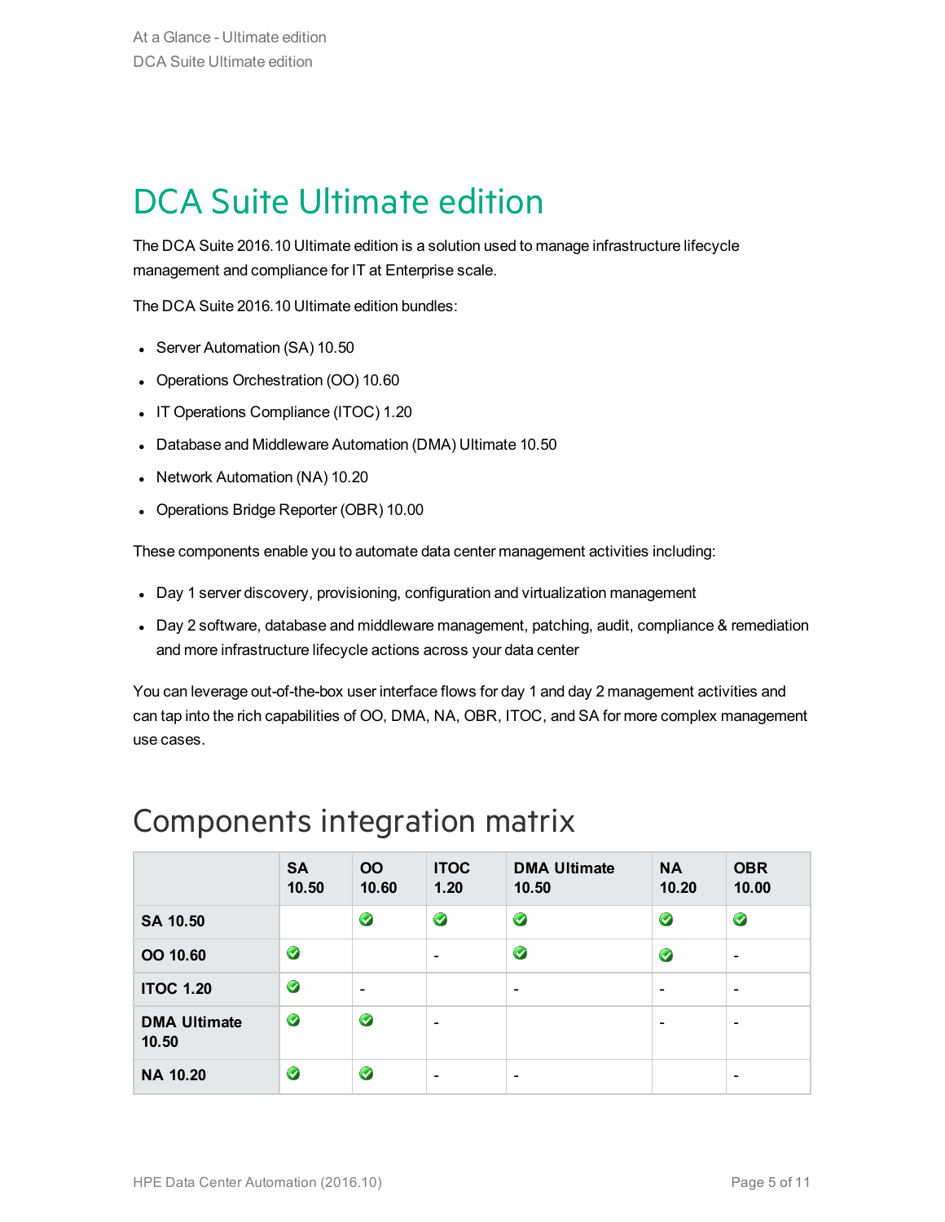# DCA Suite Ultimate edition

The DCA Suite 2016.10 Ultimate edition is a solution used to manage infrastructure lifecycle management and compliance for IT at Enterprise scale.

The DCA Suite 2016.10 Ultimate edition bundles:

- Server Automation (SA) 10.50
- Operations Orchestration (OO) 10.60
- IT Operations Compliance (ITOC) 1.20
- Database and Middleware Automation (DMA) Ultimate 10.50
- Network Automation (NA) 10.20
- Operations Bridge Reporter (OBR) 10.00

These components enable you to automate data center management activities including:

- Day 1 server discovery, provisioning, configuration and virtualization management
- Day 2 software, database and middleware management, patching, audit, compliance & remediation and more infrastructure lifecycle actions across your data center

You can leverage out-of-the-box user interface flows for day 1 and day 2 management activities and can tap into the rich capabilities of OO, DMA, NA, OBR, ITOC, and SA for more complex management use cases.

## Components integration matrix

| | SA 10.50 | OO 10.60 | ITOC 1.20 | DMA Ultimate 10.50 | NA 10.20 | OBR 10.00 |
|---|---|---|---|---|---|---|
| **SA 10.50** | | ✓ | ✓ | ✓ | ✓ | ✓ |
| **OO 10.60** | ✓ | | - | ✓ | ✓ | - |
| **ITOC 1.20** | ✓ | - | | - | - | - |
| **DMA Ultimate 10.50** | ✓ | ✓ | - | | - | - |
| **NA 10.20** | ✓ | ✓ | - | - | | - |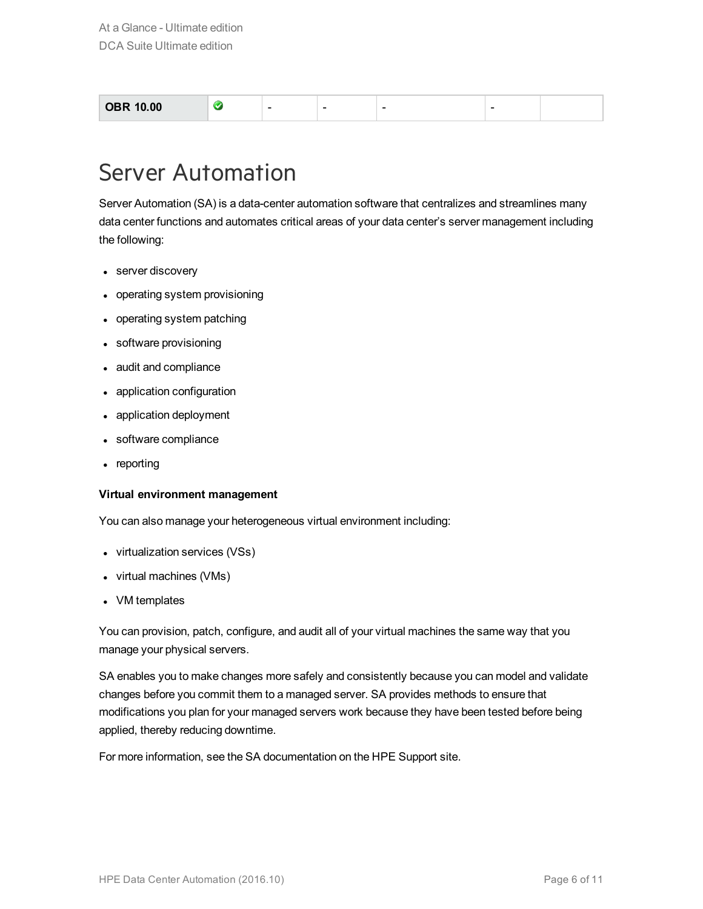| OBR 10.00 | ✅ | - | - | - | - | |
| --- | --- | --- | --- | --- | --- | --- |

# Server Automation

Server Automation (SA) is a data-center automation software that centralizes and streamlines many data center functions and automates critical areas of your data center's server management including the following:

- server discovery
- operating system provisioning
- operating system patching
- software provisioning
- audit and compliance
- application configuration
- application deployment
- software compliance
- reporting

**Virtual environment management**

You can also manage your heterogeneous virtual environment including:

- virtualization services (VSs)
- virtual machines (VMs)
- VM templates

You can provision, patch, configure, and audit all of your virtual machines the same way that you manage your physical servers.

SA enables you to make changes more safely and consistently because you can model and validate changes before you commit them to a managed server. SA provides methods to ensure that modifications you plan for your managed servers work because they have been tested before being applied, thereby reducing downtime.

For more information, see the SA documentation on the HPE Support site.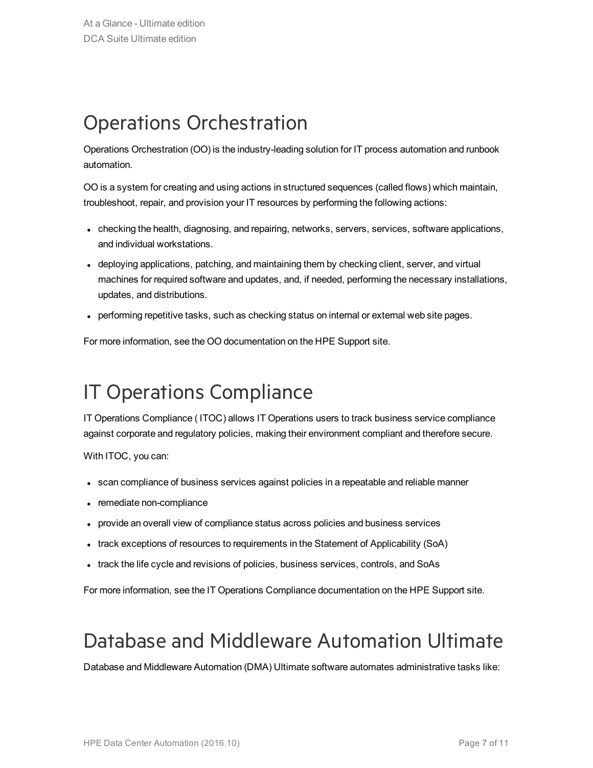# Operations Orchestration

Operations Orchestration (OO) is the industry-leading solution for IT process automation and runbook automation.

OO is a system for creating and using actions in structured sequences (called flows) which maintain, troubleshoot, repair, and provision your IT resources by performing the following actions:

- checking the health, diagnosing, and repairing, networks, servers, services, software applications, and individual workstations.
- deploying applications, patching, and maintaining them by checking client, server, and virtual machines for required software and updates, and, if needed, performing the necessary installations, updates, and distributions.
- performing repetitive tasks, such as checking status on internal or external web site pages.

For more information, see the OO documentation on the HPE Support site.

# IT Operations Compliance

IT Operations Compliance ( ITOC) allows IT Operations users to track business service compliance against corporate and regulatory policies, making their environment compliant and therefore secure.

With ITOC, you can:

- scan compliance of business services against policies in a repeatable and reliable manner
- remediate non-compliance
- provide an overall view of compliance status across policies and business services
- track exceptions of resources to requirements in the Statement of Applicability (SoA)
- track the life cycle and revisions of policies, business services, controls, and SoAs

For more information, see the IT Operations Compliance documentation on the HPE Support site.

# Database and Middleware Automation Ultimate

Database and Middleware Automation (DMA) Ultimate software automates administrative tasks like: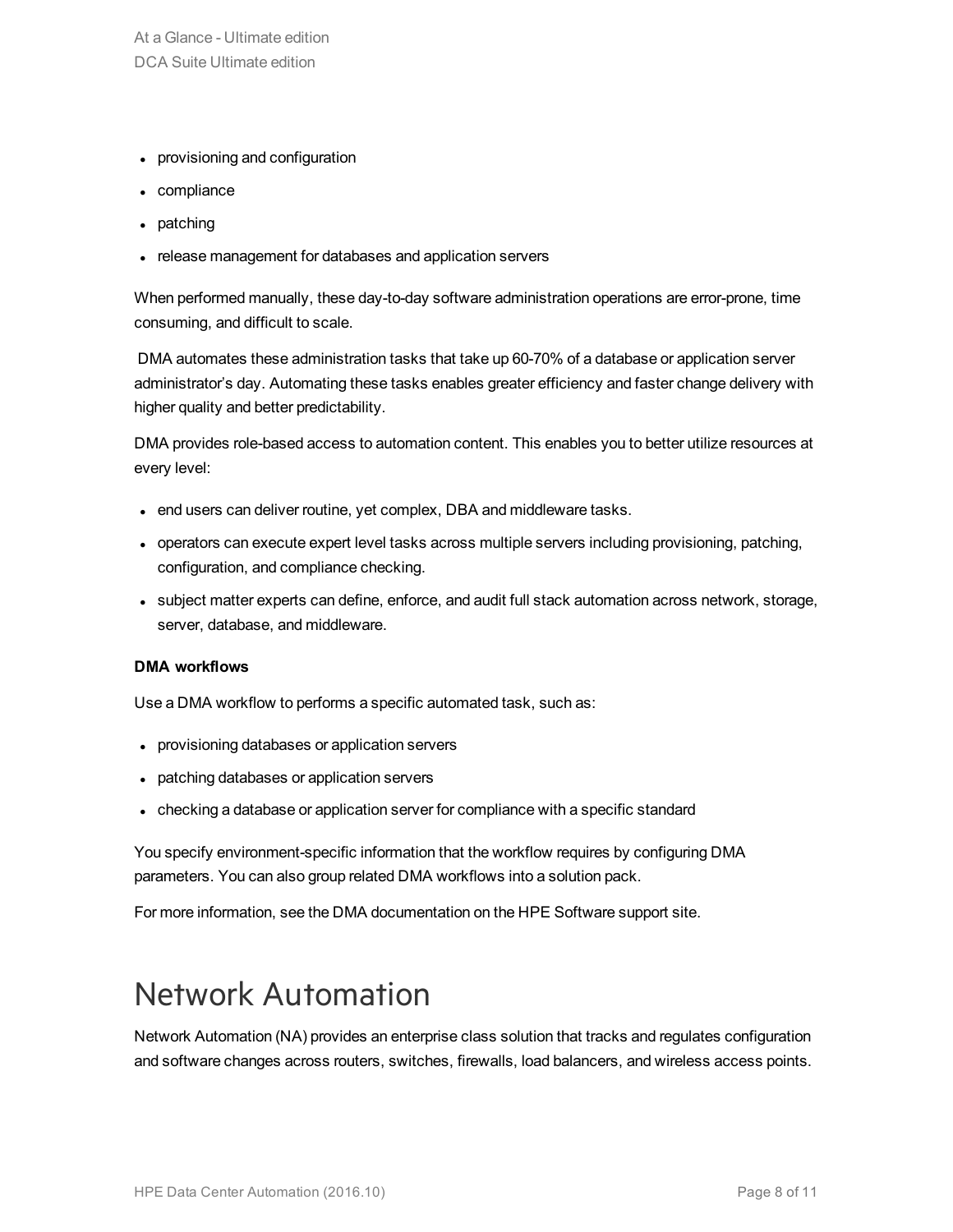- provisioning and configuration
- compliance
- patching
- release management for databases and application servers

When performed manually, these day-to-day software administration operations are error-prone, time consuming, and difficult to scale.

DMA automates these administration tasks that take up 60-70% of a database or application server administrator's day. Automating these tasks enables greater efficiency and faster change delivery with higher quality and better predictability.

DMA provides role-based access to automation content. This enables you to better utilize resources at every level:

- end users can deliver routine, yet complex, DBA and middleware tasks.
- operators can execute expert level tasks across multiple servers including provisioning, patching, configuration, and compliance checking.
- subject matter experts can define, enforce, and audit full stack automation across network, storage, server, database, and middleware.

**DMA workflows**

Use a DMA workflow to performs a specific automated task, such as:

- provisioning databases or application servers
- patching databases or application servers
- checking a database or application server for compliance with a specific standard

You specify environment-specific information that the workflow requires by configuring DMA parameters. You can also group related DMA workflows into a solution pack.

For more information, see the DMA documentation on the HPE Software support site.

# Network Automation

Network Automation (NA) provides an enterprise class solution that tracks and regulates configuration and software changes across routers, switches, firewalls, load balancers, and wireless access points.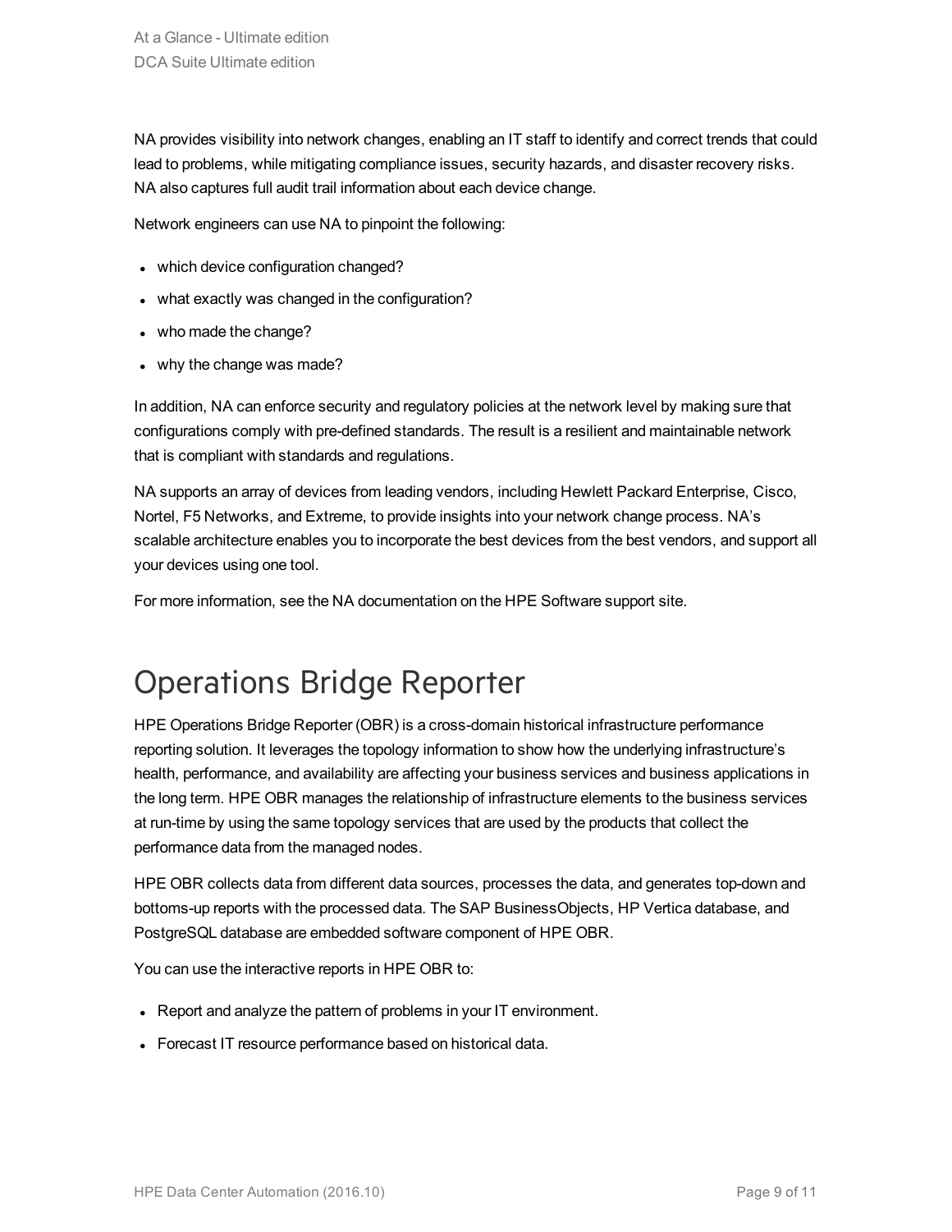NA provides visibility into network changes, enabling an IT staff to identify and correct trends that could lead to problems, while mitigating compliance issues, security hazards, and disaster recovery risks. NA also captures full audit trail information about each device change.

Network engineers can use NA to pinpoint the following:

- which device configuration changed?
- what exactly was changed in the configuration?
- who made the change?
- why the change was made?

In addition, NA can enforce security and regulatory policies at the network level by making sure that configurations comply with pre-defined standards. The result is a resilient and maintainable network that is compliant with standards and regulations.

NA supports an array of devices from leading vendors, including Hewlett Packard Enterprise, Cisco, Nortel, F5 Networks, and Extreme, to provide insights into your network change process. NA’s scalable architecture enables you to incorporate the best devices from the best vendors, and support all your devices using one tool.

For more information, see the NA documentation on the HPE Software support site.

# Operations Bridge Reporter

HPE Operations Bridge Reporter (OBR) is a cross-domain historical infrastructure performance reporting solution. It leverages the topology information to show how the underlying infrastructure’s health, performance, and availability are affecting your business services and business applications in the long term. HPE OBR manages the relationship of infrastructure elements to the business services at run-time by using the same topology services that are used by the products that collect the performance data from the managed nodes.

HPE OBR collects data from different data sources, processes the data, and generates top-down and bottoms-up reports with the processed data. The SAP BusinessObjects, HP Vertica database, and PostgreSQL database are embedded software component of HPE OBR.

You can use the interactive reports in HPE OBR to:

- Report and analyze the pattern of problems in your IT environment.
- Forecast IT resource performance based on historical data.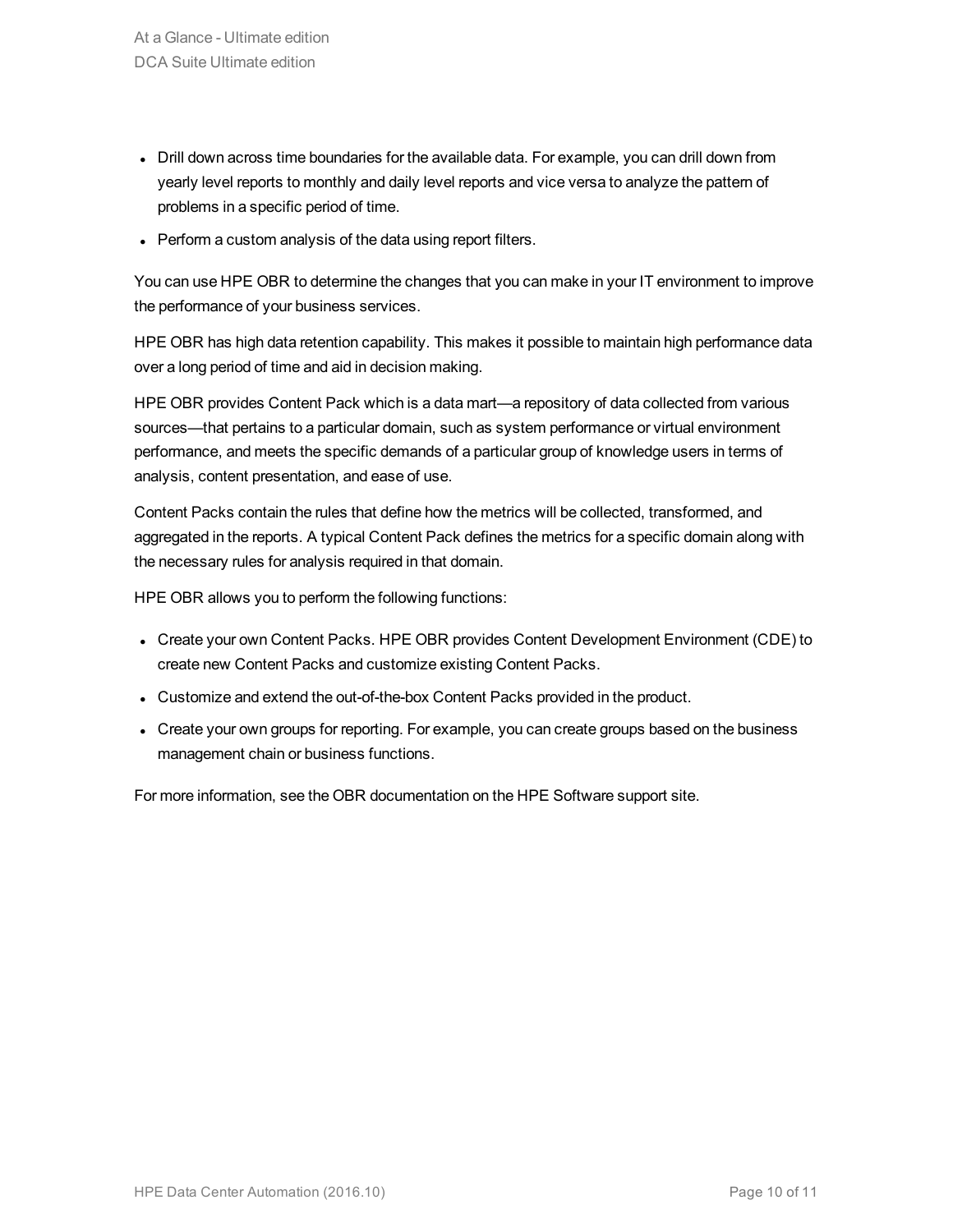- Drill down across time boundaries for the available data. For example, you can drill down from yearly level reports to monthly and daily level reports and vice versa to analyze the pattern of problems in a specific period of time.
- Perform a custom analysis of the data using report filters.

You can use HPE OBR to determine the changes that you can make in your IT environment to improve the performance of your business services.

HPE OBR has high data retention capability. This makes it possible to maintain high performance data over a long period of time and aid in decision making.

HPE OBR provides Content Pack which is a data mart—a repository of data collected from various sources—that pertains to a particular domain, such as system performance or virtual environment performance, and meets the specific demands of a particular group of knowledge users in terms of analysis, content presentation, and ease of use.

Content Packs contain the rules that define how the metrics will be collected, transformed, and aggregated in the reports. A typical Content Pack defines the metrics for a specific domain along with the necessary rules for analysis required in that domain.

HPE OBR allows you to perform the following functions:

- Create your own Content Packs. HPE OBR provides Content Development Environment (CDE) to create new Content Packs and customize existing Content Packs.
- Customize and extend the out-of-the-box Content Packs provided in the product.
- Create your own groups for reporting. For example, you can create groups based on the business management chain or business functions.

For more information, see the OBR documentation on the HPE Software support site.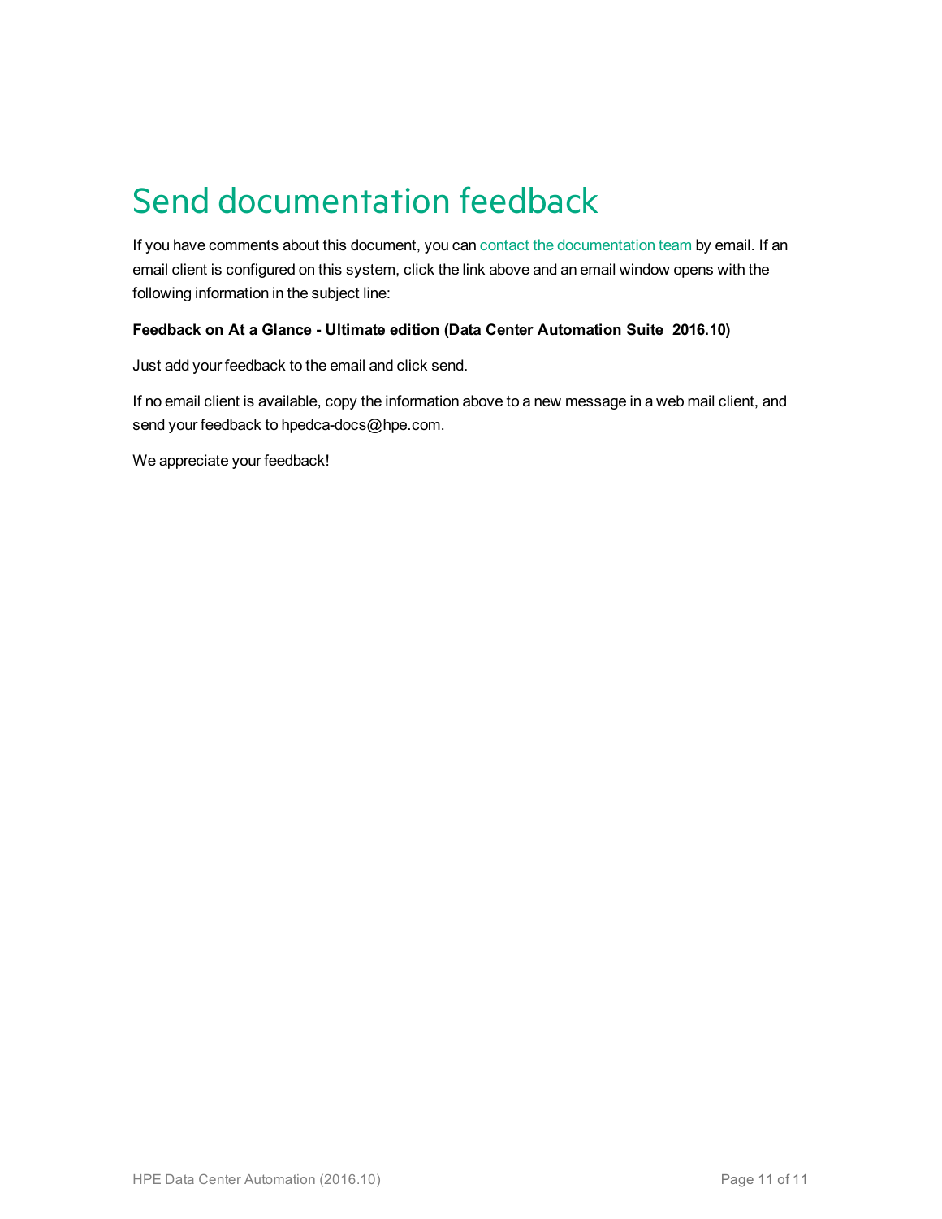# Send documentation feedback

If you have comments about this document, you can contact the documentation team by email. If an email client is configured on this system, click the link above and an email window opens with the following information in the subject line:

**Feedback on At a Glance - Ultimate edition (Data Center Automation Suite 2016.10)**

Just add your feedback to the email and click send.

If no email client is available, copy the information above to a new message in a web mail client, and send your feedback to hpedca-docs@hpe.com.

We appreciate your feedback!